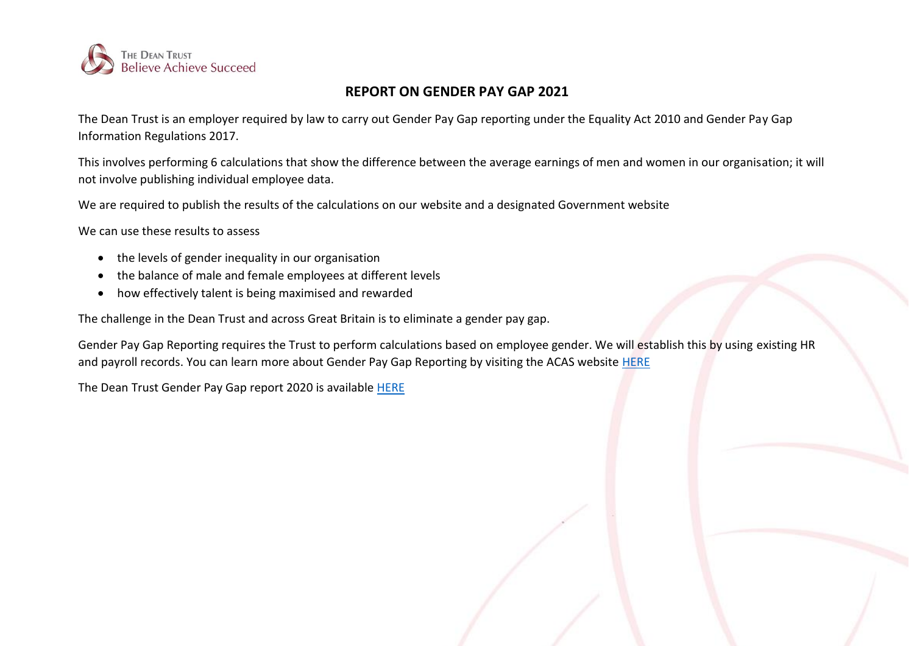THE DEAN TRUST
Believe Achieve Succeed

# REPORT ON GENDER PAY GAP 2021

The Dean Trust is an employer required by law to carry out Gender Pay Gap reporting under the Equality Act 2010 and Gender Pay Gap Information Regulations 2017.

This involves performing 6 calculations that show the difference between the average earnings of men and women in our organisation; it will not involve publishing individual employee data.

We are required to publish the results of the calculations on our website and a designated Government website

We can use these results to assess

- the levels of gender inequality in our organisation
- the balance of male and female employees at different levels
- how effectively talent is being maximised and rewarded

The challenge in the Dean Trust and across Great Britain is to eliminate a gender pay gap.

Gender Pay Gap Reporting requires the Trust to perform calculations based on employee gender. We will establish this by using existing HR and payroll records. You can learn more about Gender Pay Gap Reporting by visiting the ACAS website HERE

The Dean Trust Gender Pay Gap report 2020 is available HERE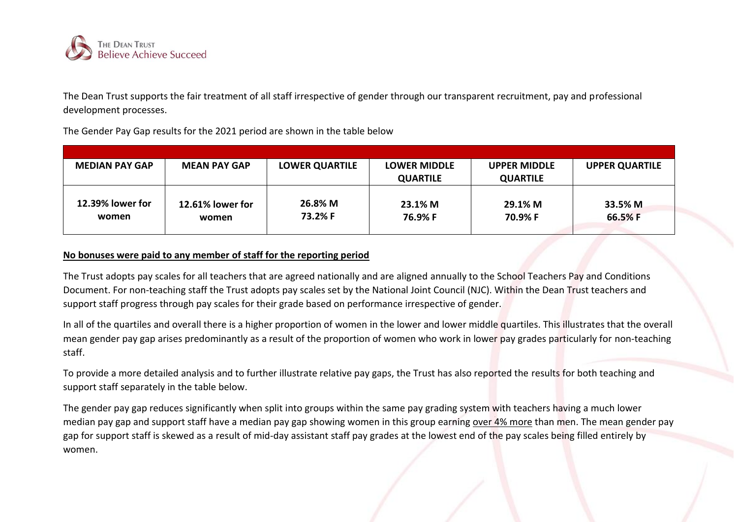The Dean Trust supports the fair treatment of all staff irrespective of gender through our transparent recruitment, pay and professional development processes.

The Gender Pay Gap results for the 2021 period are shown in the table below

| MEDIAN PAY GAP | MEAN PAY GAP | LOWER QUARTILE | LOWER MIDDLE QUARTILE | UPPER MIDDLE QUARTILE | UPPER QUARTILE |
|---|---|---|---|---|---|
| 12.39% lower for women | 12.61% lower for women | 26.8% M<br>73.2% F | 23.1% M<br>76.9% F | 29.1% M<br>70.9% F | 33.5% M<br>66.5% F |

**No bonuses were paid to any member of staff for the reporting period**

The Trust adopts pay scales for all teachers that are agreed nationally and are aligned annually to the School Teachers Pay and Conditions Document. For non-teaching staff the Trust adopts pay scales set by the National Joint Council (NJC). Within the Dean Trust teachers and support staff progress through pay scales for their grade based on performance irrespective of gender.

In all of the quartiles and overall there is a higher proportion of women in the lower and lower middle quartiles. This illustrates that the overall mean gender pay gap arises predominantly as a result of the proportion of women who work in lower pay grades particularly for non-teaching staff.

To provide a more detailed analysis and to further illustrate relative pay gaps, the Trust has also reported the results for both teaching and support staff separately in the table below.

The gender pay gap reduces significantly when split into groups within the same pay grading system with teachers having a much lower median pay gap and support staff have a median pay gap showing women in this group earning over 4% more than men. The mean gender pay gap for support staff is skewed as a result of mid-day assistant staff pay grades at the lowest end of the pay scales being filled entirely by women.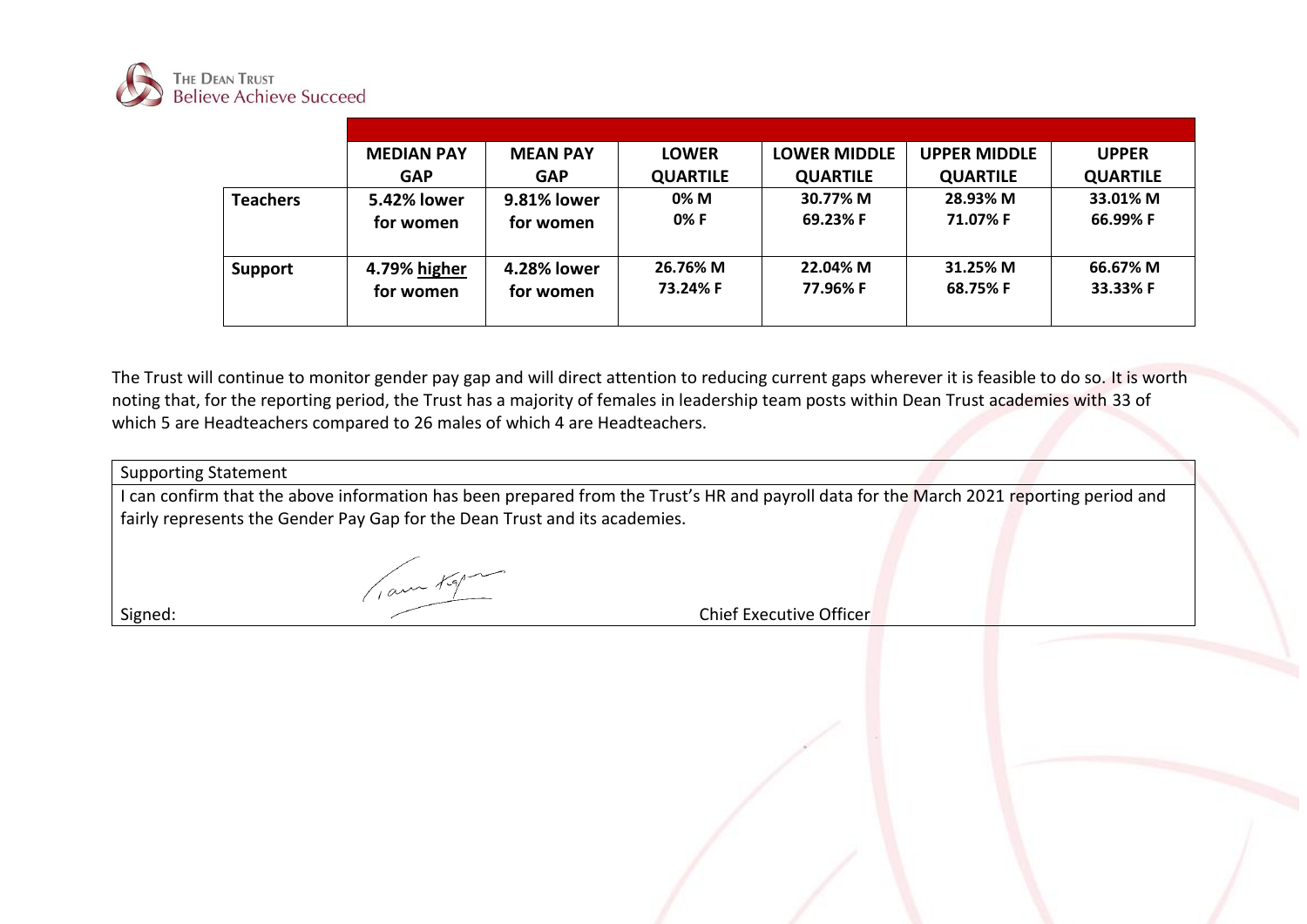| | MEDIAN PAY GAP | MEAN PAY GAP | LOWER QUARTILE | LOWER MIDDLE QUARTILE | UPPER MIDDLE QUARTILE | UPPER QUARTILE |
|---|---|---|---|---|---|---|
| **Teachers** | 5.42% lower for women | 9.81% lower for women | 0% M<br>0% F | 30.77% M<br>69.23% F | 28.93% M<br>71.07% F | 33.01% M<br>66.99% F |
| **Support** | 4.79% higher for women | 4.28% lower for women | 26.76% M<br>73.24% F | 22.04% M<br>77.96% F | 31.25% M<br>68.75% F | 66.67% M<br>33.33% F |

The Trust will continue to monitor gender pay gap and will direct attention to reducing current gaps wherever it is feasible to do so. It is worth noting that, for the reporting period, the Trust has a majority of females in leadership team posts within Dean Trust academies with 33 of which 5 are Headteachers compared to 26 males of which 4 are Headteachers.

| Supporting Statement |
|---|
| I can confirm that the above information has been prepared from the Trust's HR and payroll data for the March 2021 reporting period and fairly represents the Gender Pay Gap for the Dean Trust and its academies.<br><br>Signed: Chief Executive Officer |